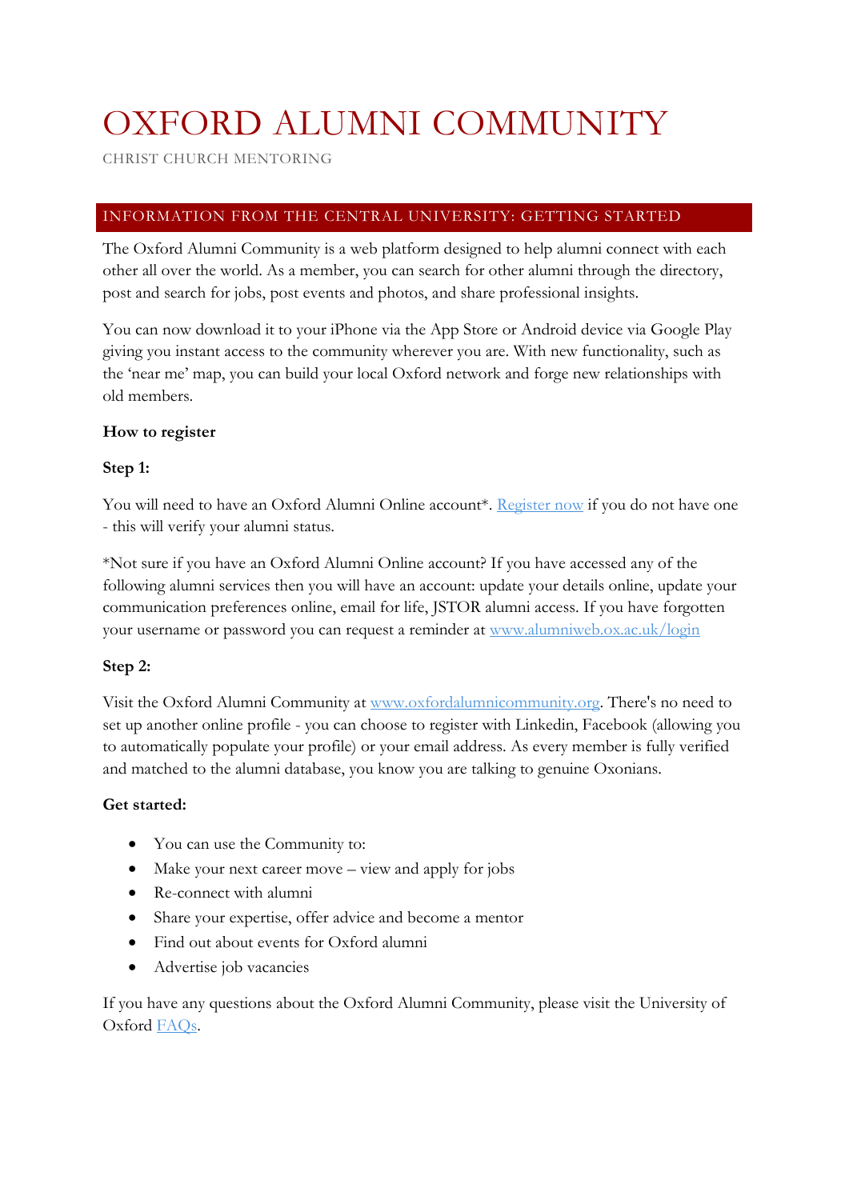# OXFORD ALUMNI COMMUNITY

CHRIST CHURCH MENTORING

## INFORMATION FROM THE CENTRAL UNIVERSITY: GETTING STARTED

The Oxford Alumni Community is a web platform designed to help alumni connect with each other all over the world. As a member, you can search for other alumni through the directory, post and search for jobs, post events and photos, and share professional insights.

You can now download it to your iPhone via the App Store or Android device via Google Play giving you instant access to the community wherever you are. With new functionality, such as the 'near me' map, you can build your local Oxford network and forge new relationships with old members.

**How to register**

**Step 1:**

You will need to have an Oxford Alumni Online account*. [Register now](#) if you do not have one - this will verify your alumni status.

*Not sure if you have an Oxford Alumni Online account? If you have accessed any of the following alumni services then you will have an account: update your details online, update your communication preferences online, email for life, JSTOR alumni access. If you have forgotten your username or password you can request a reminder at [www.alumniweb.ox.ac.uk/login](http://www.alumniweb.ox.ac.uk/login)

**Step 2:**

Visit the Oxford Alumni Community at [www.oxfordalumnicommunity.org](http://www.oxfordalumnicommunity.org). There's no need to set up another online profile - you can choose to register with Linkedin, Facebook (allowing you to automatically populate your profile) or your email address. As every member is fully verified and matched to the alumni database, you know you are talking to genuine Oxonians.

**Get started:**

- You can use the Community to:
- Make your next career move – view and apply for jobs
- Re-connect with alumni
- Share your expertise, offer advice and become a mentor
- Find out about events for Oxford alumni
- Advertise job vacancies

If you have any questions about the Oxford Alumni Community, please visit the University of Oxford [FAQs](#).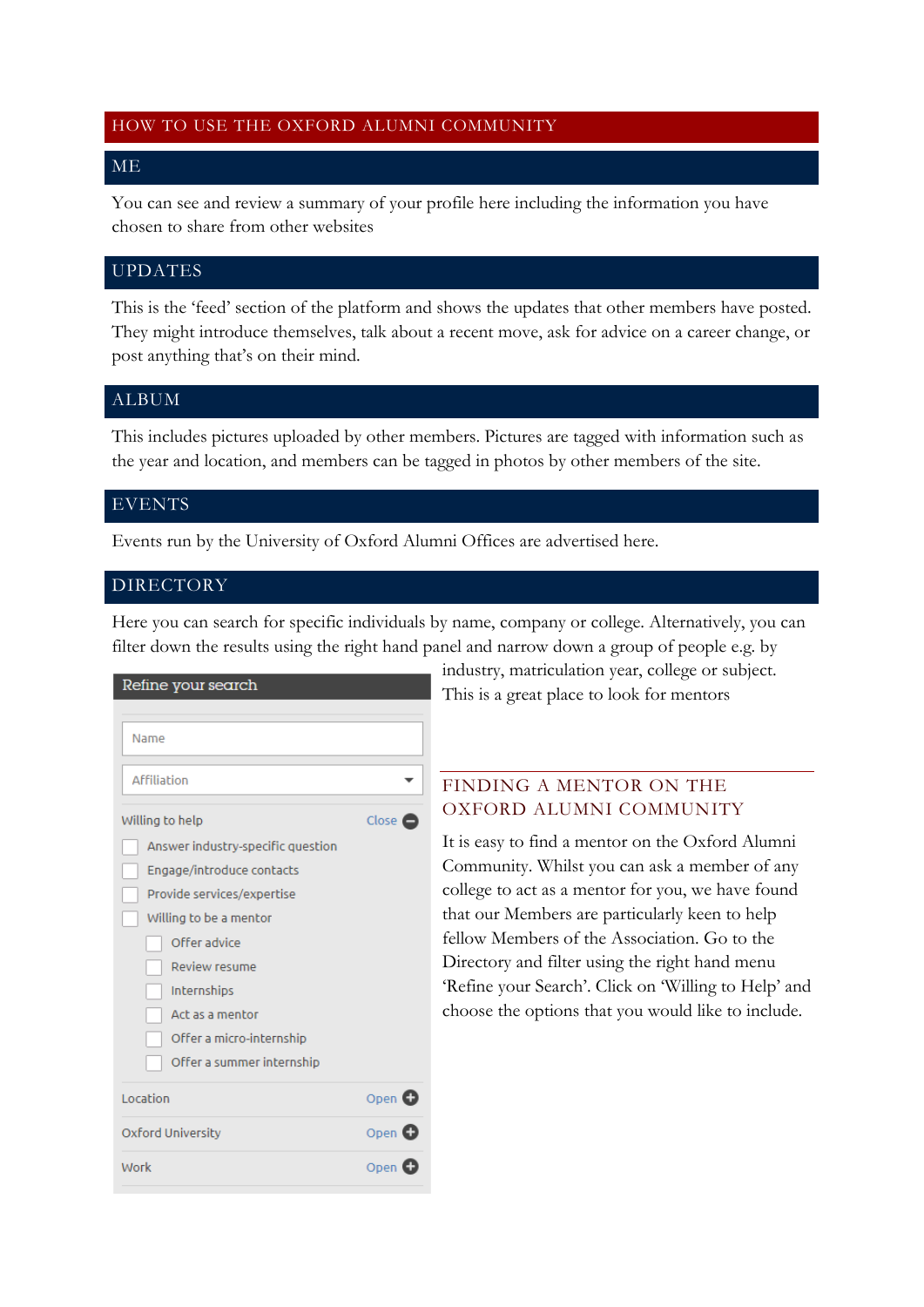# HOW TO USE THE OXFORD ALUMNI COMMUNITY

## ME

You can see and review a summary of your profile here including the information you have chosen to share from other websites

## UPDATES

This is the 'feed' section of the platform and shows the updates that other members have posted. They might introduce themselves, talk about a recent move, ask for advice on a career change, or post anything that's on their mind.

## ALBUM

This includes pictures uploaded by other members. Pictures are tagged with information such as the year and location, and members can be tagged in photos by other members of the site.

## EVENTS

Events run by the University of Oxford Alumni Offices are advertised here.

## DIRECTORY

Here you can search for specific individuals by name, company or college. Alternatively, you can filter down the results using the right hand panel and narrow down a group of people e.g. by industry, matriculation year, college or subject. This is a great place to look for mentors

**Refine your search**

- Name
- Affiliation
- Willing to help — Close
  - Answer industry-specific question
  - Engage/introduce contacts
  - Provide services/expertise
  - Willing to be a mentor
    - Offer advice
    - Review resume
    - Internships
    - Act as a mentor
    - Offer a micro-internship
    - Offer a summer internship
- Location — Open
- Oxford University — Open
- Work — Open

### FINDING A MENTOR ON THE OXFORD ALUMNI COMMUNITY

It is easy to find a mentor on the Oxford Alumni Community. Whilst you can ask a member of any college to act as a mentor for you, we have found that our Members are particularly keen to help fellow Members of the Association. Go to the Directory and filter using the right hand menu 'Refine your Search'. Click on 'Willing to Help' and choose the options that you would like to include.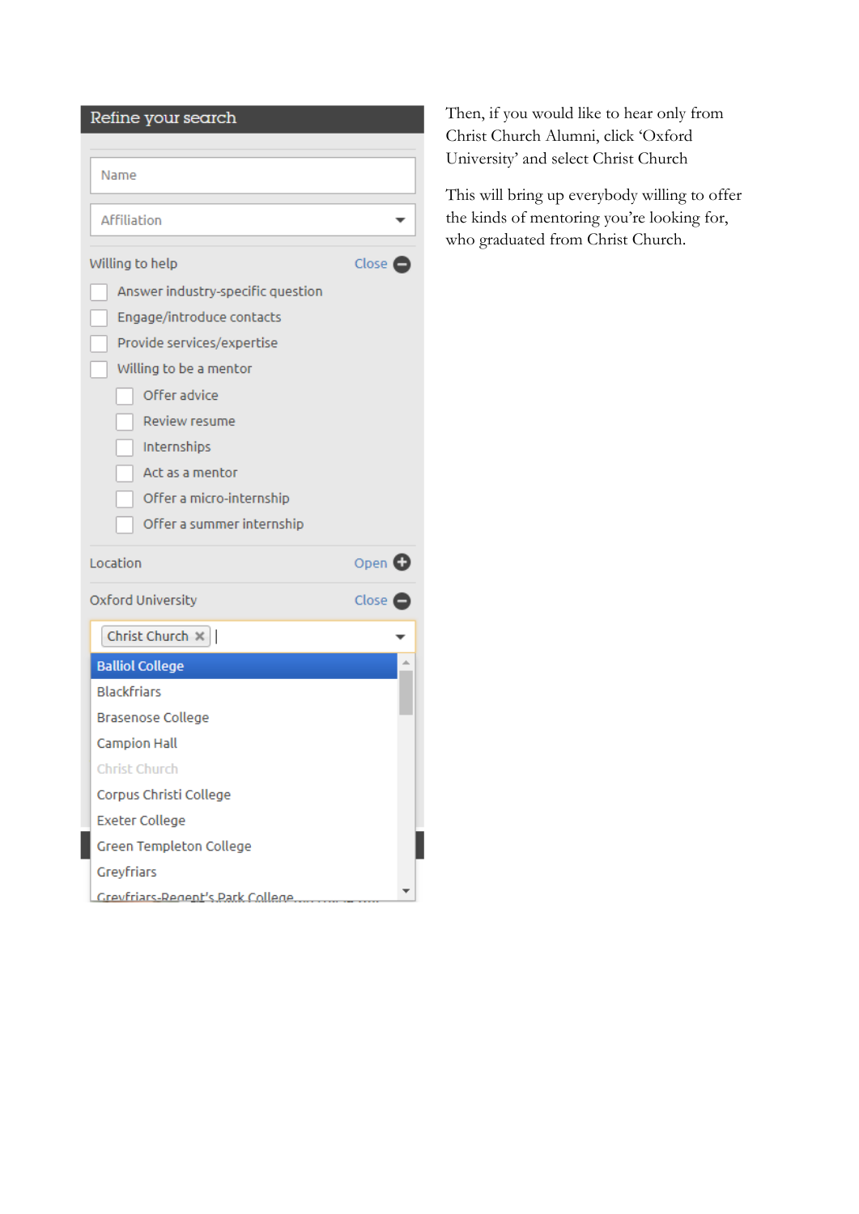**Refine your search**

Name

Affiliation

Willing to help — Close

- Answer industry-specific question
- Engage/introduce contacts
- Provide services/expertise
- Willing to be a mentor
  - Offer advice
  - Review resume
  - Internships
  - Act as a mentor
  - Offer a micro-internship
  - Offer a summer internship

Location — Open

Oxford University — Close

Christ Church ×

- Balliol College
- Blackfriars
- Brasenose College
- Campion Hall
- Christ Church
- Corpus Christi College
- Exeter College
- Green Templeton College
- Greyfriars
- Greyfriars-Regent's Park College

Then, if you would like to hear only from Christ Church Alumni, click 'Oxford University' and select Christ Church

This will bring up everybody willing to offer the kinds of mentoring you're looking for, who graduated from Christ Church.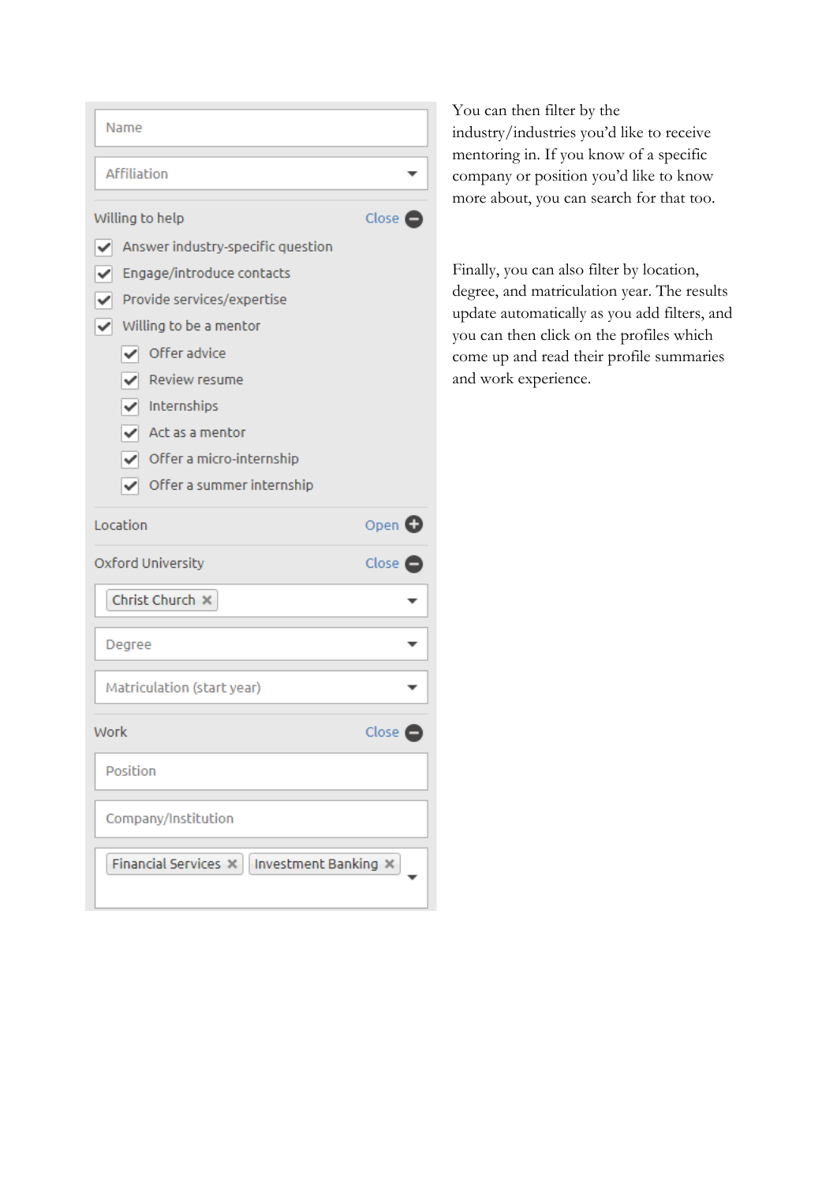Name

Affiliation

Willing to help — Close

- [x] Answer industry-specific question
- [x] Engage/introduce contacts
- [x] Provide services/expertise
- [x] Willing to be a mentor
  - [x] Offer advice
  - [x] Review resume
  - [x] Internships
  - [x] Act as a mentor
  - [x] Offer a micro-internship
  - [x] Offer a summer internship

Location — Open

Oxford University — Close

Christ Church ✕

Degree

Matriculation (start year)

Work — Close

Position

Company/Institution

Financial Services ✕ Investment Banking ✕

You can then filter by the industry/industries you'd like to receive mentoring in. If you know of a specific company or position you'd like to know more about, you can search for that too.

Finally, you can also filter by location, degree, and matriculation year. The results update automatically as you add filters, and you can then click on the profiles which come up and read their profile summaries and work experience.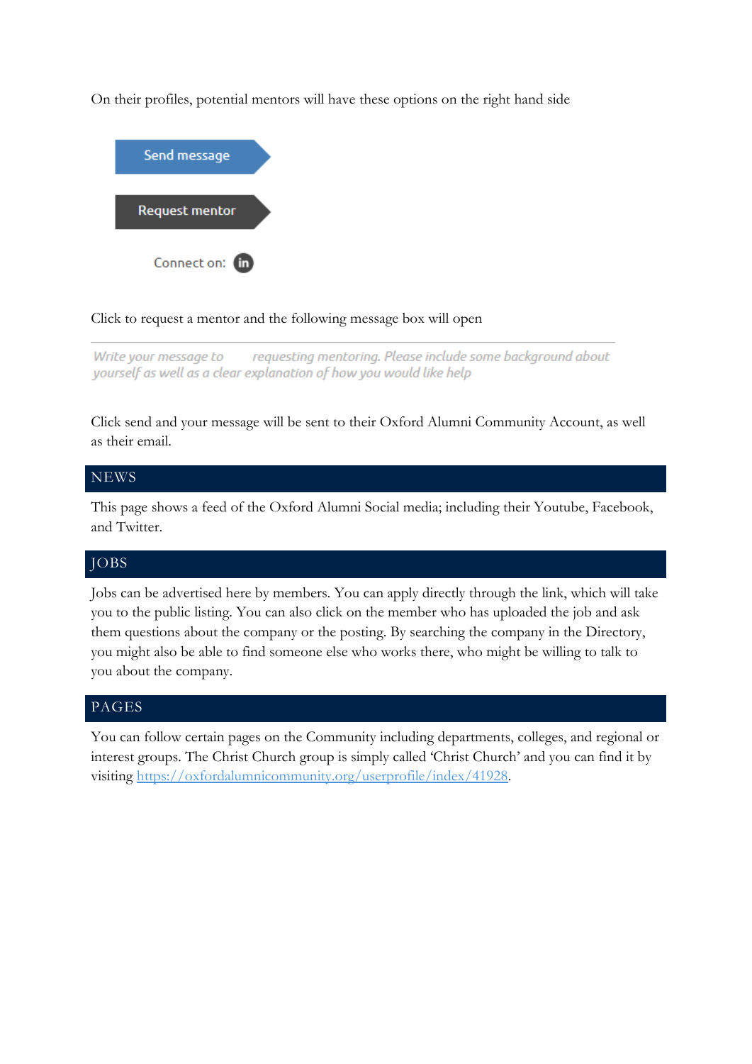On their profiles, potential mentors will have these options on the right hand side

Send message

Request mentor

Connect on: in

Click to request a mentor and the following message box will open

*Write your message to requesting mentoring. Please include some background about yourself as well as a clear explanation of how you would like help*

Click send and your message will be sent to their Oxford Alumni Community Account, as well as their email.

## NEWS

This page shows a feed of the Oxford Alumni Social media; including their Youtube, Facebook, and Twitter.

## JOBS

Jobs can be advertised here by members. You can apply directly through the link, which will take you to the public listing. You can also click on the member who has uploaded the job and ask them questions about the company or the posting. By searching the company in the Directory, you might also be able to find someone else who works there, who might be willing to talk to you about the company.

## PAGES

You can follow certain pages on the Community including departments, colleges, and regional or interest groups. The Christ Church group is simply called 'Christ Church' and you can find it by visiting [https://oxfordalumnicommunity.org/userprofile/index/41928](https://oxfordalumnicommunity.org/userprofile/index/41928).